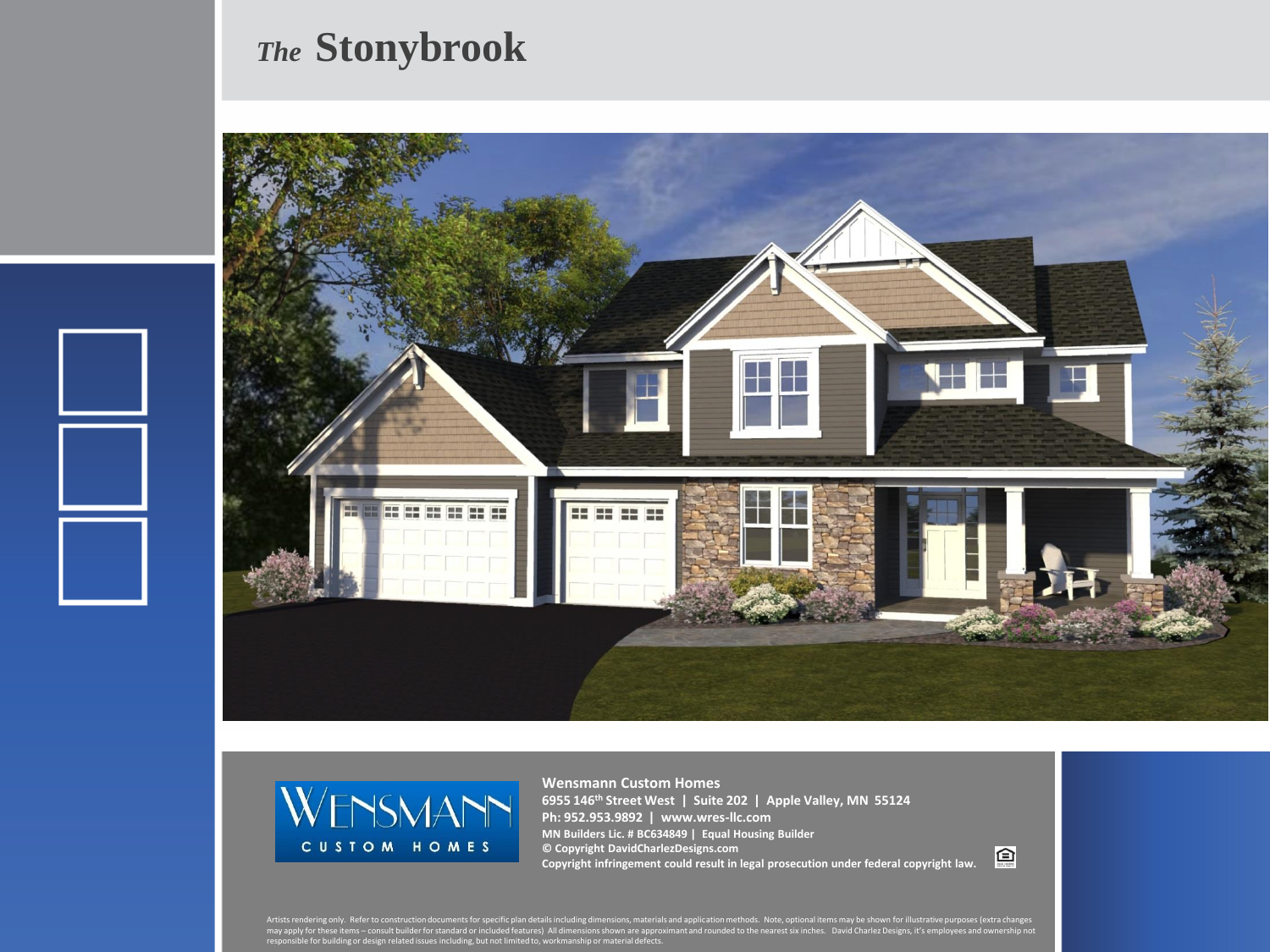# *The* Stonybrook

WENSMANN CUSTOM HOMES

**Wensmann Custom Homes**
**6955 146th Street West | Suite 202 | Apple Valley, MN 55124**
**Ph: 952.953.9892 | www.wres-llc.com**
**MN Builders Lic. # BC634849 | Equal Housing Builder**
**© Copyright DavidCharlezDesigns.com**
**Copyright infringement could result in legal prosecution under federal copyright law.**

Artists rendering only. Refer to construction documents for specific plan details including dimensions, materials and application methods. Note, optional items may be shown for illustrative purposes (extra changes may apply for these items – consult builder for standard or included features) All dimensions shown are approximant and rounded to the nearest six inches. David Charlez Designs, it's employees and ownership not responsible for building or design related issues including, but not limited to, workmanship or material defects.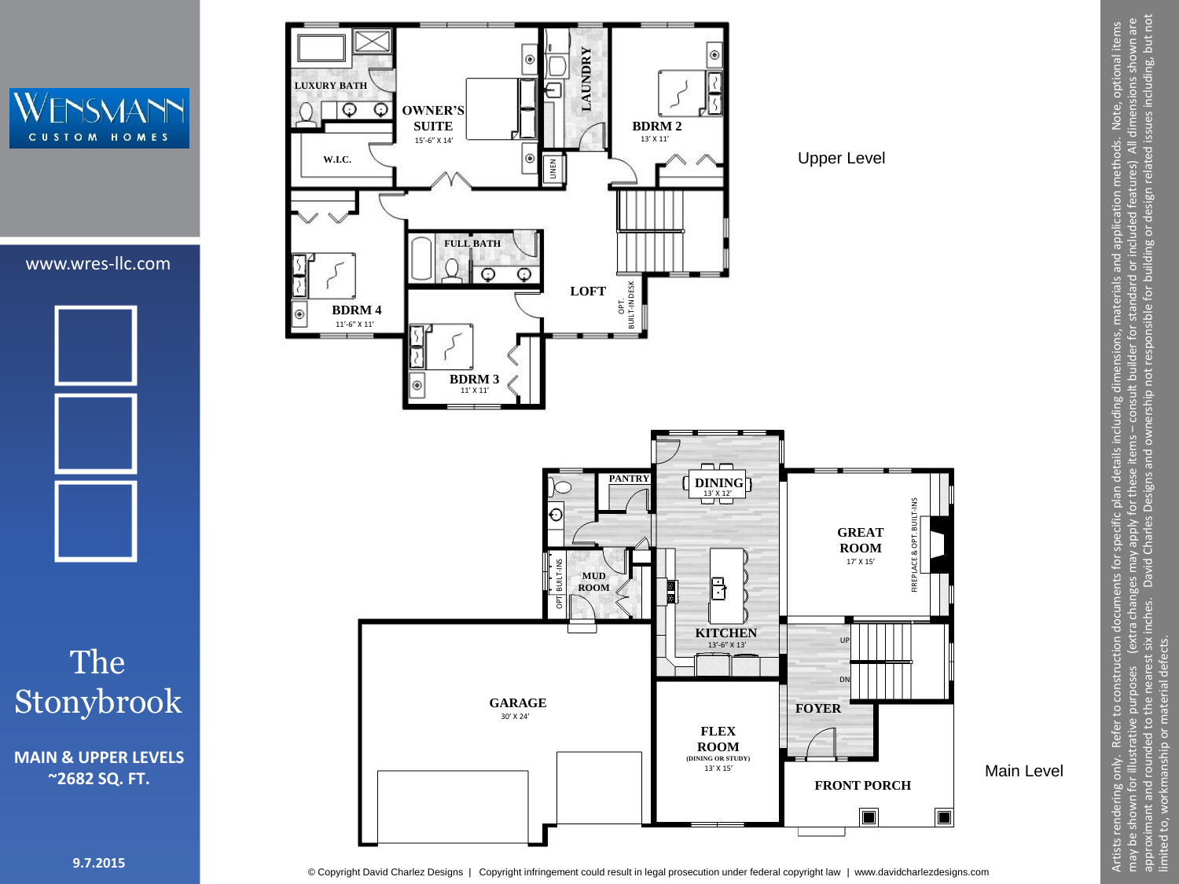WENSMANN

CUSTOM HOMES

www.wres-llc.com

# The Stonybrook

**MAIN & UPPER LEVELS**
**~2682 SQ. FT.**

**9.7.2015**

Upper Level

LUXURY BATH

W.I.C.

OWNER'S SUITE
15'-6" X 14'

LAUNDRY

LINEN

BDRM 2
13' X 11'

FULL BATH

BDRM 4
11'-6" X 11'

LOFT

OPT. BUILT-IN DESK

BDRM 3
11' X 11'

Main Level

PANTRY

DINING
13' X 12'

GREAT ROOM
17' X 15'

FIREPLACE & OPT. BUILT-INS

OPT. BUILT-INS

MUD ROOM

KITCHEN
13'-6" X 13'

UP

DN

GARAGE
30' X 24'

FLEX ROOM
(DINING OR STUDY)
13' X 15'

FOYER

FRONT PORCH

© Copyright David Charlez Designs | Copyright infringement could result in legal prosecution under federal copyright law | www.davidcharlezdesigns.com

Artists rendering only. Refer to construction documents for specific plan details including dimensions, materials and application methods. Note, optional items may be shown for illustrative purposes (extra changes may apply for these items – consult builder for standard or included features) All dimensions shown are approximant and rounded to the nearest six inches. David Charles Designs and ownership not responsible for building or design related issues including, but not limited to, workmanship or material defects.